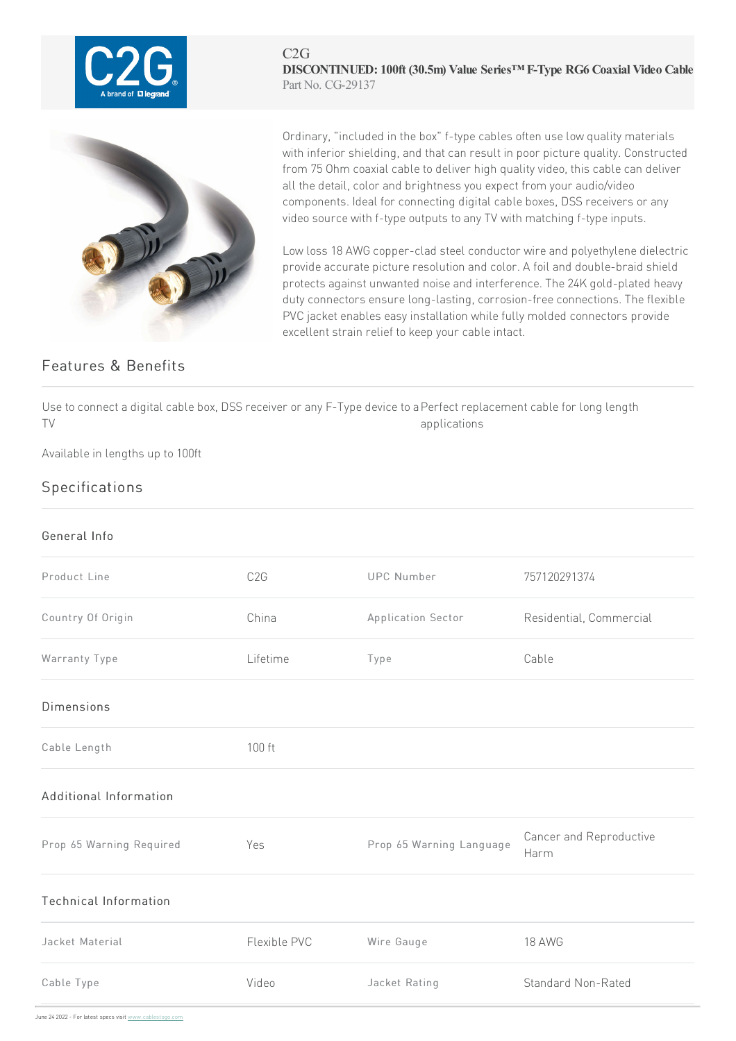C2G

**DISCONTINUED: 100ft (30.5m) Value Series™ F-Type RG6 Coaxial Video Cable**

Part No. CG-29137

Ordinary, "included in the box" f-type cables often use low quality materials with inferior shielding, and that can result in poor picture quality. Constructed from 75 Ohm coaxial cable to deliver high quality video, this cable can deliver all the detail, color and brightness you expect from your audio/video components. Ideal for connecting digital cable boxes, DSS receivers or any video source with f-type outputs to any TV with matching f-type inputs.

Low loss 18 AWG copper-clad steel conductor wire and polyethylene dielectric provide accurate picture resolution and color. A foil and double-braid shield protects against unwanted noise and interference. The 24K gold-plated heavy duty connectors ensure long-lasting, corrosion-free connections. The flexible PVC jacket enables easy installation while fully molded connectors provide excellent strain relief to keep your cable intact.

## Features & Benefits

Use to connect a digital cable box, DSS receiver or any F-Type device to a TV

Perfect replacement cable for long length applications

Available in lengths up to 100ft

## Specifications

### General Info

| | | | |
|---|---|---|---|
| Product Line | C2G | UPC Number | 757120291374 |
| Country Of Origin | China | Application Sector | Residential, Commercial |
| Warranty Type | Lifetime | Type | Cable |

### Dimensions

| | |
|---|---|
| Cable Length | 100 ft |

### Additional Information

| | | | |
|---|---|---|---|
| Prop 65 Warning Required | Yes | Prop 65 Warning Language | Cancer and Reproductive Harm |

### Technical Information

| | | | |
|---|---|---|---|
| Jacket Material | Flexible PVC | Wire Gauge | 18 AWG |
| Cable Type | Video | Jacket Rating | Standard Non-Rated |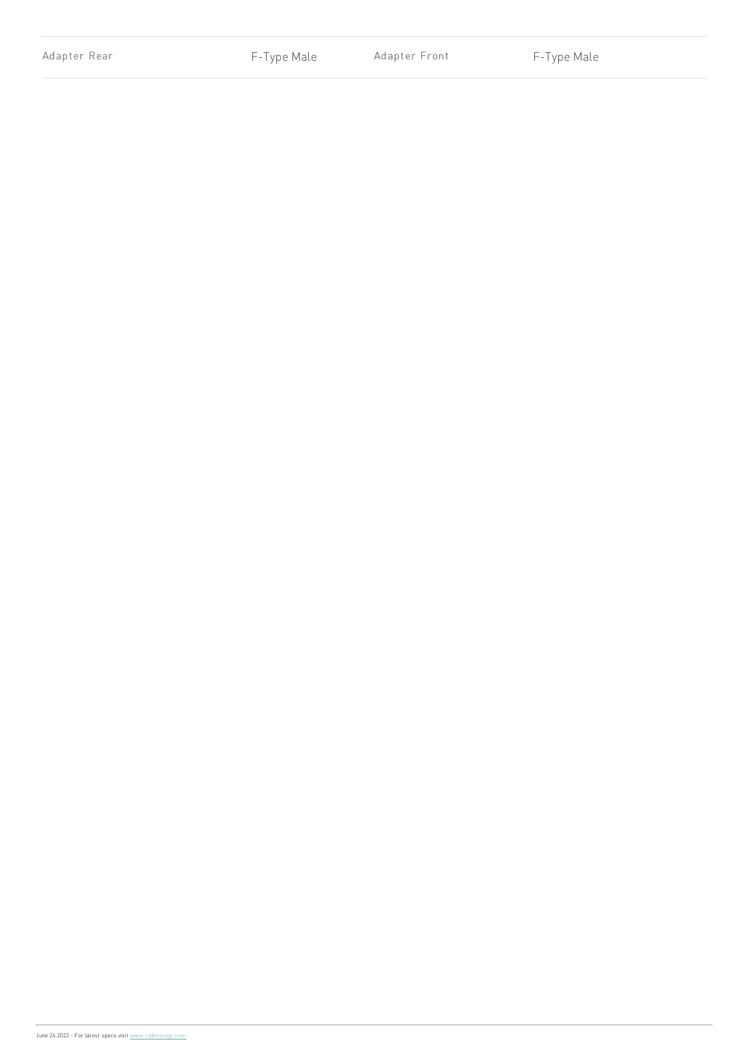| | | | |
|---|---|---|---|
| Adapter Rear | F-Type Male | Adapter Front | F-Type Male |